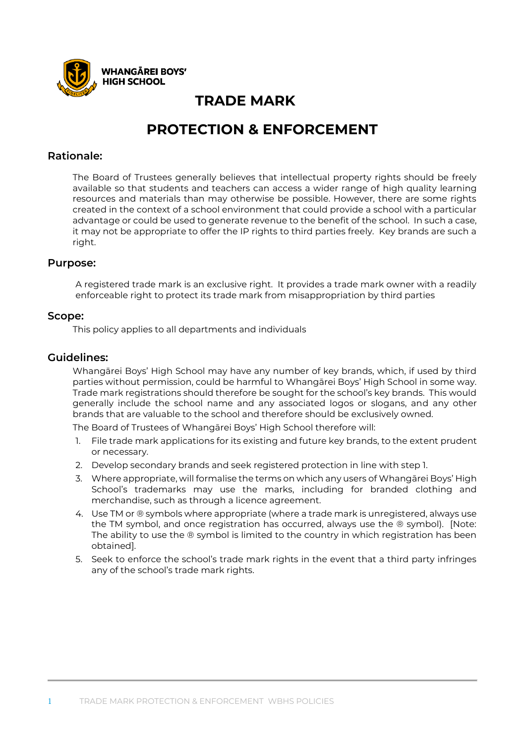WHANGĀREI BOYS' HIGH SCHOOL

# TRADE MARK

# PROTECTION & ENFORCEMENT

## Rationale:

The Board of Trustees generally believes that intellectual property rights should be freely available so that students and teachers can access a wider range of high quality learning resources and materials than may otherwise be possible. However, there are some rights created in the context of a school environment that could provide a school with a particular advantage or could be used to generate revenue to the benefit of the school. In such a case, it may not be appropriate to offer the IP rights to third parties freely. Key brands are such a right.

## Purpose:

A registered trade mark is an exclusive right. It provides a trade mark owner with a readily enforceable right to protect its trade mark from misappropriation by third parties

## Scope:

This policy applies to all departments and individuals

## Guidelines:

Whangārei Boys' High School may have any number of key brands, which, if used by third parties without permission, could be harmful to Whangārei Boys' High School in some way. Trade mark registrations should therefore be sought for the school's key brands. This would generally include the school name and any associated logos or slogans, and any other brands that are valuable to the school and therefore should be exclusively owned.

The Board of Trustees of Whangārei Boys' High School therefore will:

1. File trade mark applications for its existing and future key brands, to the extent prudent or necessary.
2. Develop secondary brands and seek registered protection in line with step 1.
3. Where appropriate, will formalise the terms on which any users of Whangārei Boys' High School's trademarks may use the marks, including for branded clothing and merchandise, such as through a licence agreement.
4. Use TM or ® symbols where appropriate (where a trade mark is unregistered, always use the TM symbol, and once registration has occurred, always use the ® symbol). [Note: The ability to use the ® symbol is limited to the country in which registration has been obtained].
5. Seek to enforce the school's trade mark rights in the event that a third party infringes any of the school's trade mark rights.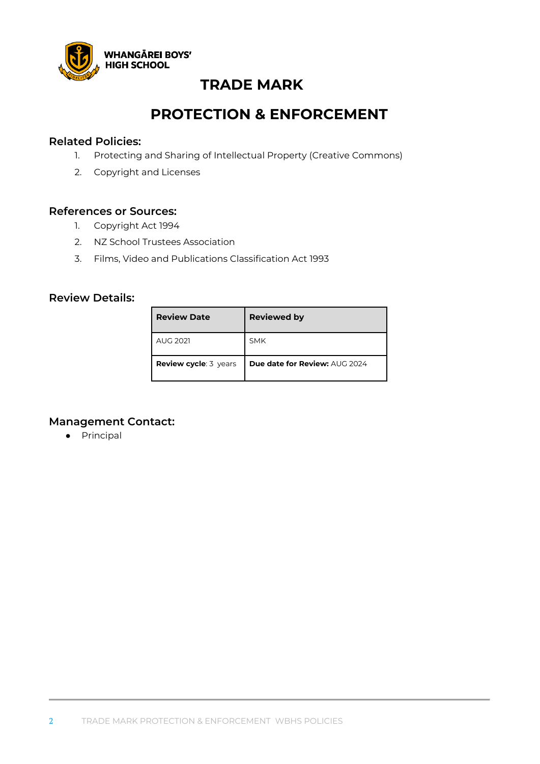WHANGĀREI BOYS' HIGH SCHOOL

# TRADE MARK

# PROTECTION & ENFORCEMENT

### Related Policies:

1. Protecting and Sharing of Intellectual Property (Creative Commons)
2. Copyright and Licenses

### References or Sources:

1. Copyright Act 1994
2. NZ School Trustees Association
3. Films, Video and Publications Classification Act 1993

### Review Details:

| **Review Date** | **Reviewed by** |
|---|---|
| AUG 2021 | SMK |
| **Review cycle**: 3 years | **Due date for Review:** AUG 2024 |

### Management Contact:

- Principal